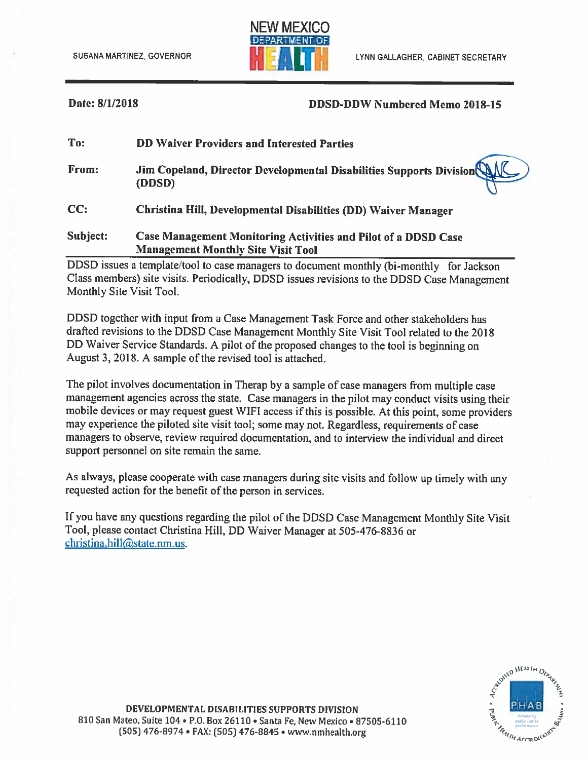SUSANA MARTINEZ, GOVERNOR

**NEW MEXICO DEPARTMENT OF HEALTH**

LYNN GALLAGHER, CABINET SECRETARY

---

**Date: 8/1/2018** **DDSD-DDW Numbered Memo 2018-15**

| | |
|---|---|
| **To:** | **DD Waiver Providers and Interested Parties** |
| **From:** | **Jim Copeland, Director Developmental Disabilities Supports Division (DDSD)** |
| **CC:** | **Christina Hill, Developmental Disabilities (DD) Waiver Manager** |
| **Subject:** | **Case Management Monitoring Activities and Pilot of a DDSD Case Management Monthly Site Visit Tool** |

DDSD issues a template/tool to case managers to document monthly (bi-monthly for Jackson Class members) site visits. Periodically, DDSD issues revisions to the DDSD Case Management Monthly Site Visit Tool.

DDSD together with input from a Case Management Task Force and other stakeholders has drafted revisions to the DDSD Case Management Monthly Site Visit Tool related to the 2018 DD Waiver Service Standards. A pilot of the proposed changes to the tool is beginning on August 3, 2018. A sample of the revised tool is attached.

The pilot involves documentation in Therap by a sample of case managers from multiple case management agencies across the state. Case managers in the pilot may conduct visits using their mobile devices or may request guest WIFI access if this is possible. At this point, some providers may experience the piloted site visit tool; some may not. Regardless, requirements of case managers to observe, review required documentation, and to interview the individual and direct support personnel on site remain the same.

As always, please cooperate with case managers during site visits and follow up timely with any requested action for the benefit of the person in services.

If you have any questions regarding the pilot of the DDSD Case Management Monthly Site Visit Tool, please contact Christina Hill, DD Waiver Manager at 505-476-8836 or christina.hill@state.nm.us.

**DEVELOPMENTAL DISABILITIES SUPPORTS DIVISION**
810 San Mateo, Suite 104 • P.O. Box 26110 • Santa Fe, New Mexico • 87505-6110
(505) 476-8974 • FAX: (505) 476-8845 • www.nmhealth.org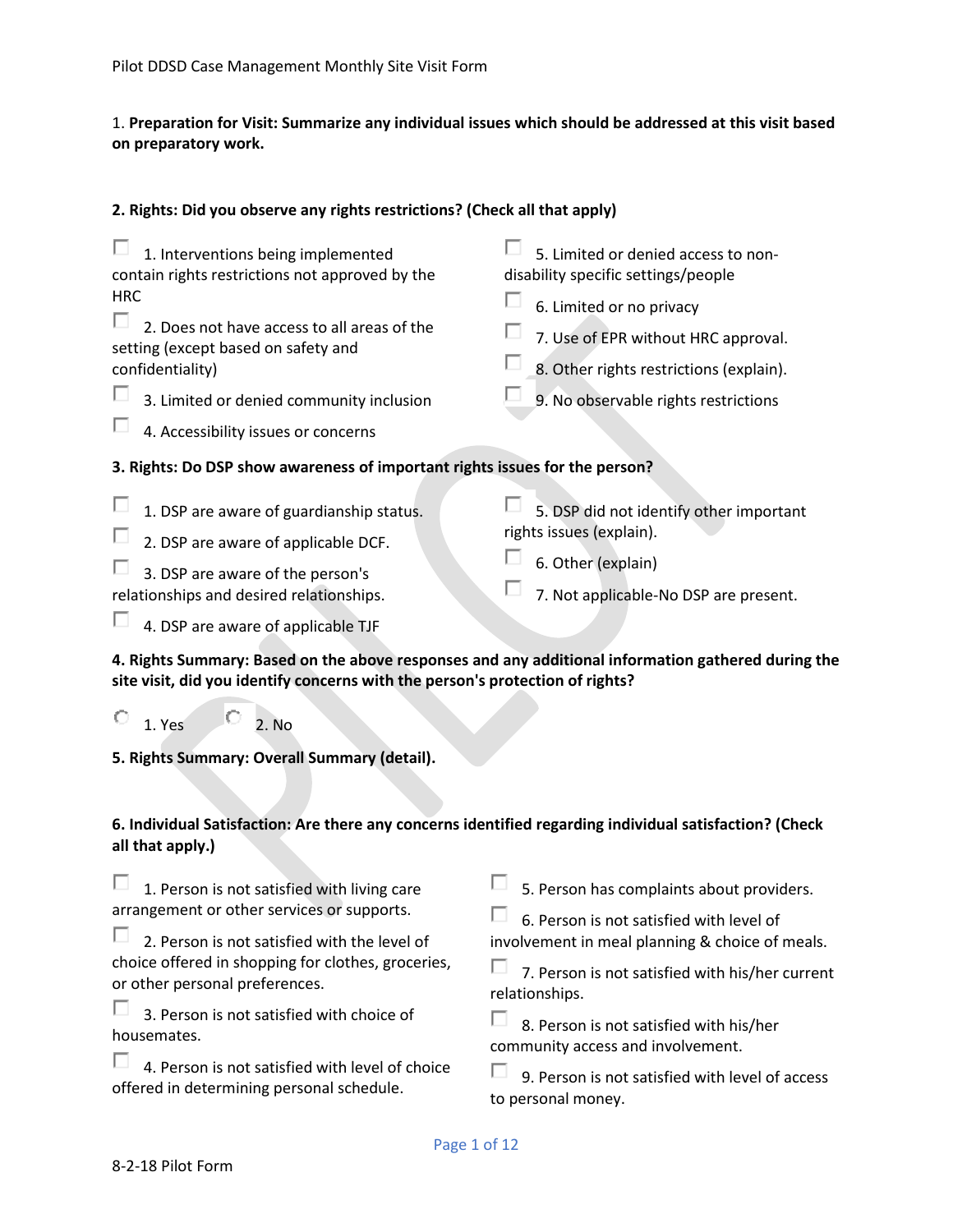1. **Preparation for Visit: Summarize any individual issues which should be addressed at this visit based on preparatory work.**

**2. Rights: Did you observe any rights restrictions? (Check all that apply)**

- ☐ 1. Interventions being implemented contain rights restrictions not approved by the HRC
- ☐ 2. Does not have access to all areas of the setting (except based on safety and confidentiality)
- ☐ 3. Limited or denied community inclusion
- ☐ 4. Accessibility issues or concerns
- ☐ 5. Limited or denied access to non-disability specific settings/people
- ☐ 6. Limited or no privacy
- ☐ 7. Use of EPR without HRC approval.
- ☐ 8. Other rights restrictions (explain).
- ☐ 9. No observable rights restrictions

**3. Rights: Do DSP show awareness of important rights issues for the person?**

- ☐ 1. DSP are aware of guardianship status.
- ☐ 2. DSP are aware of applicable DCF.
- ☐ 3. DSP are aware of the person's relationships and desired relationships.
- ☐ 4. DSP are aware of applicable TJF
- ☐ 5. DSP did not identify other important rights issues (explain).
- ☐ 6. Other (explain)
- ☐ 7. Not applicable-No DSP are present.

**4. Rights Summary: Based on the above responses and any additional information gathered during the site visit, did you identify concerns with the person's protection of rights?**

○ 1. Yes ○ 2. No

**5. Rights Summary: Overall Summary (detail).**

**6. Individual Satisfaction: Are there any concerns identified regarding individual satisfaction? (Check all that apply.)**

- ☐ 1. Person is not satisfied with living care arrangement or other services or supports.
- ☐ 2. Person is not satisfied with the level of choice offered in shopping for clothes, groceries, or other personal preferences.
- ☐ 3. Person is not satisfied with choice of housemates.
- ☐ 4. Person is not satisfied with level of choice offered in determining personal schedule.
- ☐ 5. Person has complaints about providers.
- ☐ 6. Person is not satisfied with level of involvement in meal planning & choice of meals.
- ☐ 7. Person is not satisfied with his/her current relationships.
- ☐ 8. Person is not satisfied with his/her community access and involvement.
- ☐ 9. Person is not satisfied with level of access to personal money.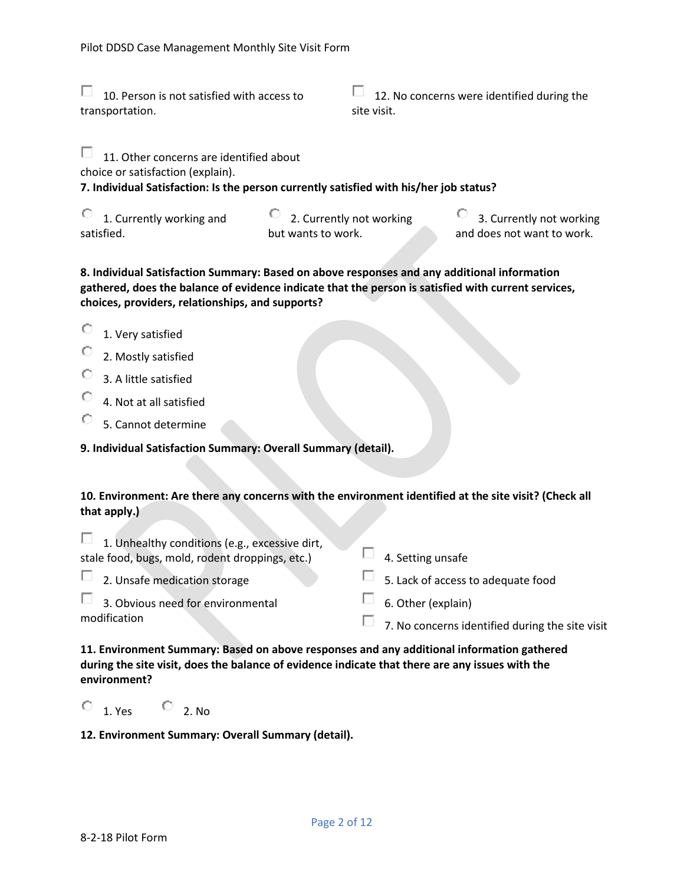- ☐ 10. Person is not satisfied with access to transportation.
- ☐ 11. Other concerns are identified about choice or satisfaction (explain).
- ☐ 12. No concerns were identified during the site visit.

**7. Individual Satisfaction: Is the person currently satisfied with his/her job status?**

- ○ 1. Currently working and satisfied.
- ○ 2. Currently not working but wants to work.
- ○ 3. Currently not working and does not want to work.

**8. Individual Satisfaction Summary: Based on above responses and any additional information gathered, does the balance of evidence indicate that the person is satisfied with current services, choices, providers, relationships, and supports?**

- ○ 1. Very satisfied
- ○ 2. Mostly satisfied
- ○ 3. A little satisfied
- ○ 4. Not at all satisfied
- ○ 5. Cannot determine

**9. Individual Satisfaction Summary: Overall Summary (detail).**

**10. Environment: Are there any concerns with the environment identified at the site visit? (Check all that apply.)**

- ☐ 1. Unhealthy conditions (e.g., excessive dirt, stale food, bugs, mold, rodent droppings, etc.)
- ☐ 2. Unsafe medication storage
- ☐ 3. Obvious need for environmental modification
- ☐ 4. Setting unsafe
- ☐ 5. Lack of access to adequate food
- ☐ 6. Other (explain)
- ☐ 7. No concerns identified during the site visit

**11. Environment Summary: Based on above responses and any additional information gathered during the site visit, does the balance of evidence indicate that there are any issues with the environment?**

- ○ 1. Yes
- ○ 2. No

**12. Environment Summary: Overall Summary (detail).**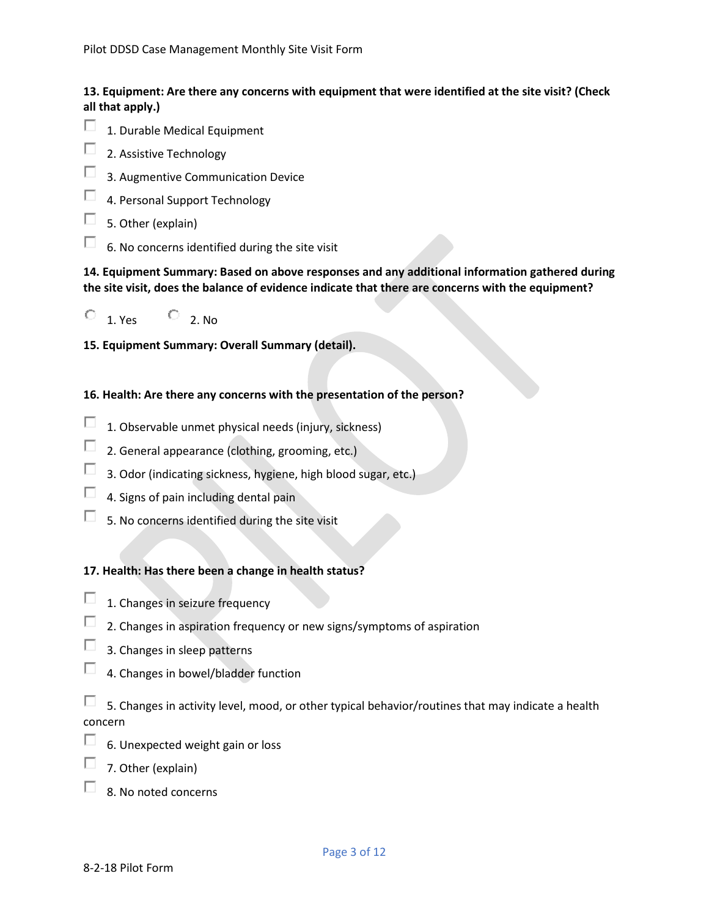**13. Equipment: Are there any concerns with equipment that were identified at the site visit? (Check all that apply.)**

- ☐ 1. Durable Medical Equipment
- ☐ 2. Assistive Technology
- ☐ 3. Augmentive Communication Device
- ☐ 4. Personal Support Technology
- ☐ 5. Other (explain)
- ☐ 6. No concerns identified during the site visit

**14. Equipment Summary: Based on above responses and any additional information gathered during the site visit, does the balance of evidence indicate that there are concerns with the equipment?**

○ 1. Yes ○ 2. No

**15. Equipment Summary: Overall Summary (detail).**

**16. Health: Are there any concerns with the presentation of the person?**

- ☐ 1. Observable unmet physical needs (injury, sickness)
- ☐ 2. General appearance (clothing, grooming, etc.)
- ☐ 3. Odor (indicating sickness, hygiene, high blood sugar, etc.)
- ☐ 4. Signs of pain including dental pain
- ☐ 5. No concerns identified during the site visit

**17. Health: Has there been a change in health status?**

- ☐ 1. Changes in seizure frequency
- ☐ 2. Changes in aspiration frequency or new signs/symptoms of aspiration
- ☐ 3. Changes in sleep patterns
- ☐ 4. Changes in bowel/bladder function
- ☐ 5. Changes in activity level, mood, or other typical behavior/routines that may indicate a health concern
- ☐ 6. Unexpected weight gain or loss
- ☐ 7. Other (explain)
- ☐ 8. No noted concerns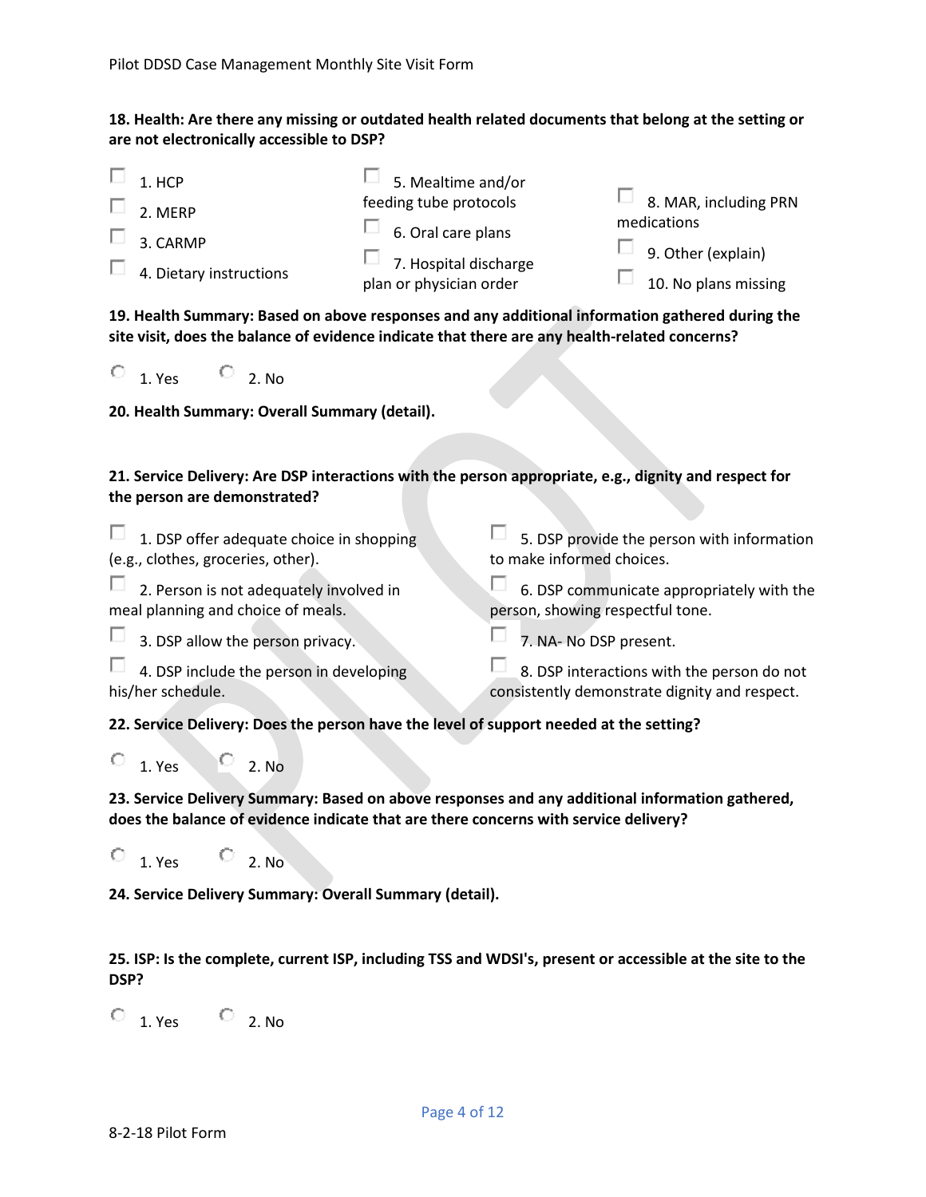**18. Health: Are there any missing or outdated health related documents that belong at the setting or are not electronically accessible to DSP?**

- ☐ 1. HCP
- ☐ 2. MERP
- ☐ 3. CARMP
- ☐ 4. Dietary instructions
- ☐ 5. Mealtime and/or feeding tube protocols
- ☐ 6. Oral care plans
- ☐ 7. Hospital discharge plan or physician order
- ☐ 8. MAR, including PRN medications
- ☐ 9. Other (explain)
- ☐ 10. No plans missing

**19. Health Summary: Based on above responses and any additional information gathered during the site visit, does the balance of evidence indicate that there are any health-related concerns?**

○ 1. Yes ○ 2. No

**20. Health Summary: Overall Summary (detail).**

**21. Service Delivery: Are DSP interactions with the person appropriate, e.g., dignity and respect for the person are demonstrated?**

- ☐ 1. DSP offer adequate choice in shopping (e.g., clothes, groceries, other).
- ☐ 2. Person is not adequately involved in meal planning and choice of meals.
- ☐ 3. DSP allow the person privacy.
- ☐ 4. DSP include the person in developing his/her schedule.
- ☐ 5. DSP provide the person with information to make informed choices.
- ☐ 6. DSP communicate appropriately with the person, showing respectful tone.
- ☐ 7. NA- No DSP present.
- ☐ 8. DSP interactions with the person do not consistently demonstrate dignity and respect.

**22. Service Delivery: Does the person have the level of support needed at the setting?**

○ 1. Yes ○ 2. No

**23. Service Delivery Summary: Based on above responses and any additional information gathered, does the balance of evidence indicate that are there concerns with service delivery?**

○ 1. Yes ○ 2. No

**24. Service Delivery Summary: Overall Summary (detail).**

**25. ISP: Is the complete, current ISP, including TSS and WDSI's, present or accessible at the site to the DSP?**

○ 1. Yes ○ 2. No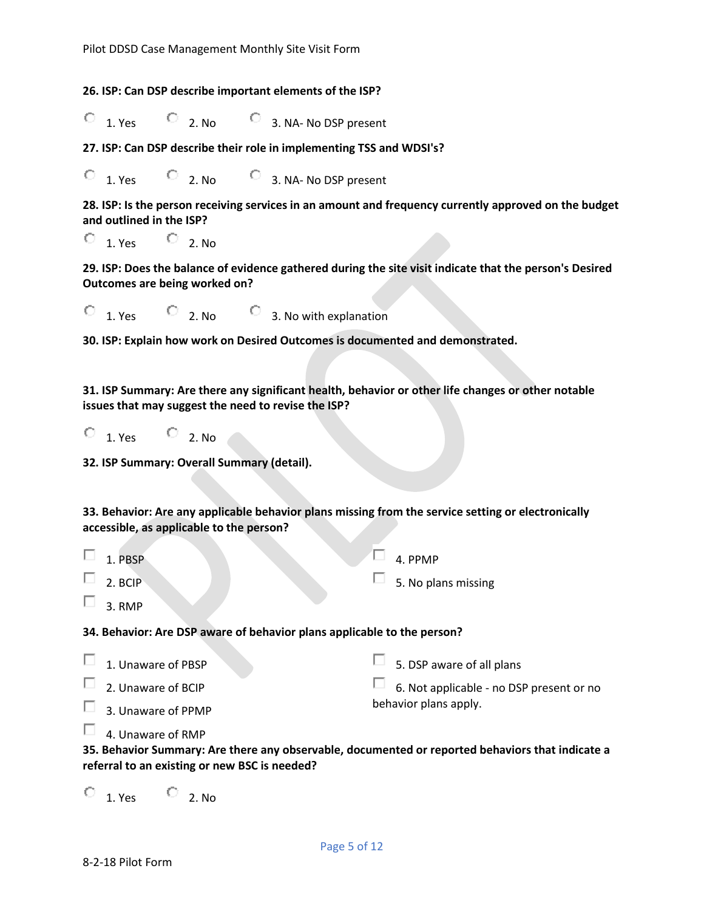**26. ISP: Can DSP describe important elements of the ISP?**

- 1. Yes
- 2. No
- 3. NA- No DSP present

**27. ISP: Can DSP describe their role in implementing TSS and WDSI's?**

- 1. Yes
- 2. No
- 3. NA- No DSP present

**28. ISP: Is the person receiving services in an amount and frequency currently approved on the budget and outlined in the ISP?**

- 1. Yes
- 2. No

**29. ISP: Does the balance of evidence gathered during the site visit indicate that the person's Desired Outcomes are being worked on?**

- 1. Yes
- 2. No
- 3. No with explanation

**30. ISP: Explain how work on Desired Outcomes is documented and demonstrated.**

**31. ISP Summary: Are there any significant health, behavior or other life changes or other notable issues that may suggest the need to revise the ISP?**

- 1. Yes
- 2. No

**32. ISP Summary: Overall Summary (detail).**

**33. Behavior: Are any applicable behavior plans missing from the service setting or electronically accessible, as applicable to the person?**

- 1. PBSP
- 2. BCIP
- 3. RMP
- 4. PPMP
- 5. No plans missing

**34. Behavior: Are DSP aware of behavior plans applicable to the person?**

- 1. Unaware of PBSP
- 2. Unaware of BCIP
- 3. Unaware of PPMP
- 4. Unaware of RMP
- 5. DSP aware of all plans
- 6. Not applicable - no DSP present or no behavior plans apply.

**35. Behavior Summary: Are there any observable, documented or reported behaviors that indicate a referral to an existing or new BSC is needed?**

- 1. Yes
- 2. No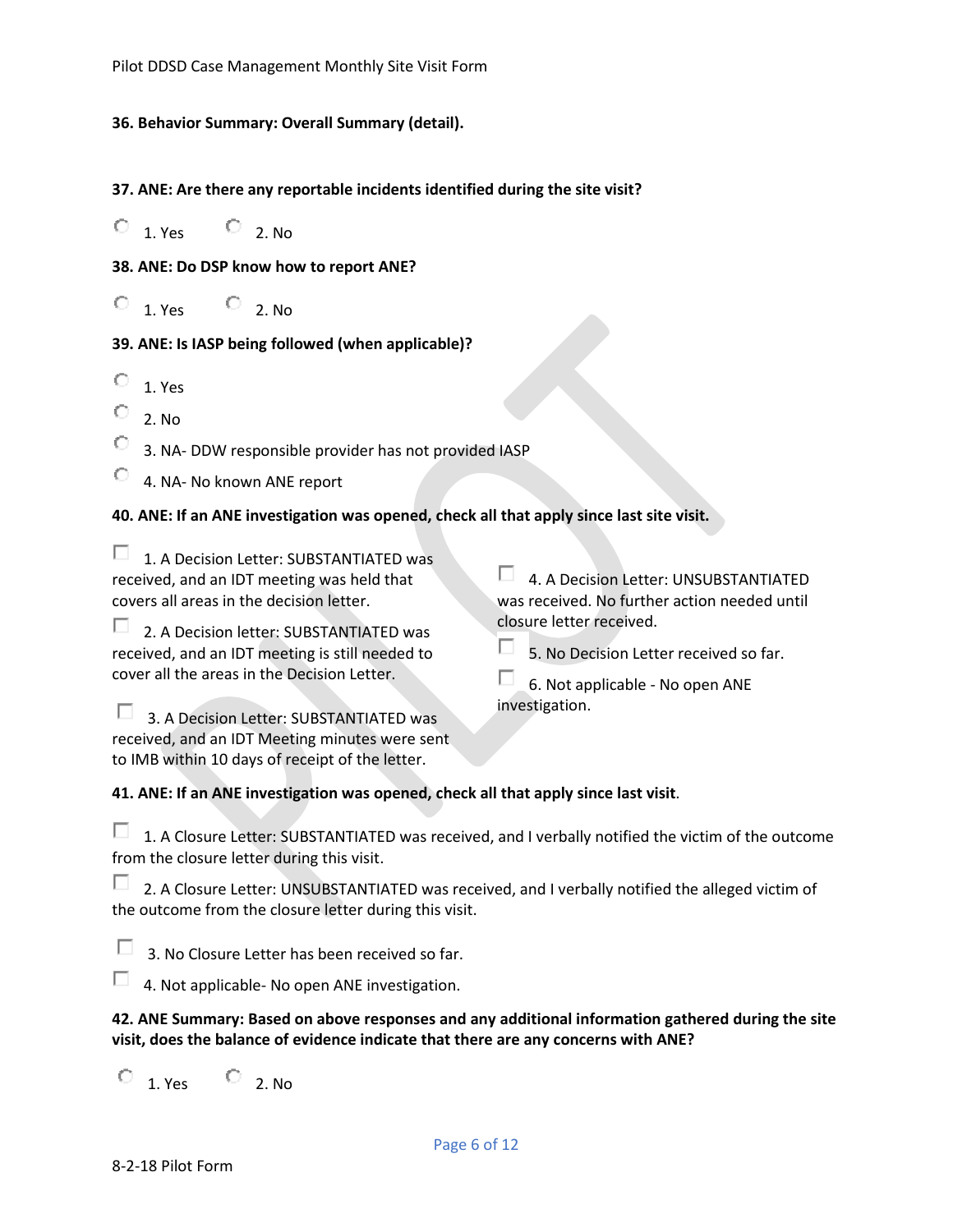**36. Behavior Summary: Overall Summary (detail).**

**37. ANE: Are there any reportable incidents identified during the site visit?**

- 1. Yes
- 2. No

**38. ANE: Do DSP know how to report ANE?**

- 1. Yes
- 2. No

**39. ANE: Is IASP being followed (when applicable)?**

- 1. Yes
- 2. No
- 3. NA- DDW responsible provider has not provided IASP
- 4. NA- No known ANE report

**40. ANE: If an ANE investigation was opened, check all that apply since last site visit.**

- 1. A Decision Letter: SUBSTANTIATED was received, and an IDT meeting was held that covers all areas in the decision letter.
- 2. A Decision letter: SUBSTANTIATED was received, and an IDT meeting is still needed to cover all the areas in the Decision Letter.
- 3. A Decision Letter: SUBSTANTIATED was received, and IDT Meeting minutes were sent to IMB within 10 days of receipt of the letter.
- 4. A Decision Letter: UNSUBSTANTIATED was received. No further action needed until closure letter received.
- 5. No Decision Letter received so far.
- 6. Not applicable - No open ANE investigation.

**41. ANE: If an ANE investigation was opened, check all that apply since last visit**.

- 1. A Closure Letter: SUBSTANTIATED was received, and I verbally notified the victim of the outcome from the closure letter during this visit.
- 2. A Closure Letter: UNSUBSTANTIATED was received, and I verbally notified the alleged victim of the outcome from the closure letter during this visit.
- 3. No Closure Letter has been received so far.
- 4. Not applicable- No open ANE investigation.

**42. ANE Summary: Based on above responses and any additional information gathered during the site visit, does the balance of evidence indicate that there are any concerns with ANE?**

- 1. Yes
- 2. No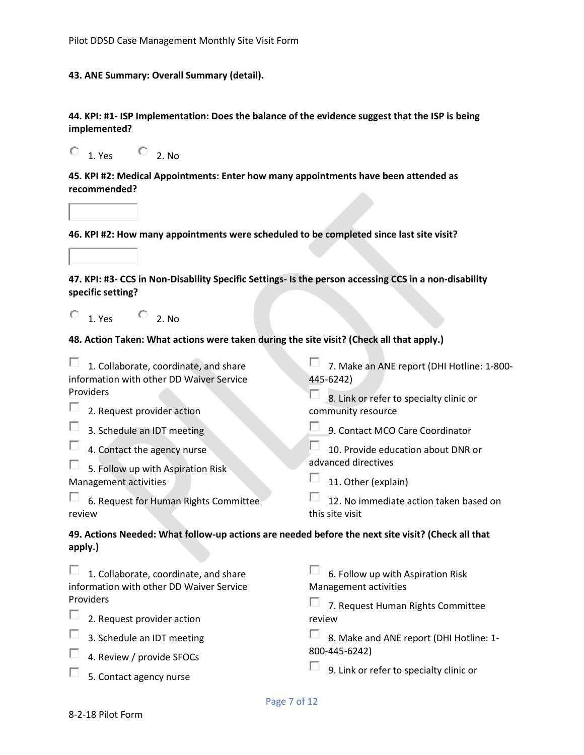**43. ANE Summary: Overall Summary (detail).**

**44. KPI: #1- ISP Implementation: Does the balance of the evidence suggest that the ISP is being implemented?**

- ○ 1. Yes
- ○ 2. No

**45. KPI #2: Medical Appointments: Enter how many appointments have been attended as recommended?**

\_\_\_\_\_\_\_\_\_\_

**46. KPI #2: How many appointments were scheduled to be completed since last site visit?**

\_\_\_\_\_\_\_\_\_\_

**47. KPI: #3- CCS in Non-Disability Specific Settings- Is the person accessing CCS in a non-disability specific setting?**

- ○ 1. Yes
- ○ 2. No

**48. Action Taken: What actions were taken during the site visit? (Check all that apply.)**

- ☐ 1. Collaborate, coordinate, and share information with other DD Waiver Service Providers
- ☐ 2. Request provider action
- ☐ 3. Schedule an IDT meeting
- ☐ 4. Contact the agency nurse
- ☐ 5. Follow up with Aspiration Risk Management activities
- ☐ 6. Request for Human Rights Committee review
- ☐ 7. Make an ANE report (DHI Hotline: 1-800-445-6242)
- ☐ 8. Link or refer to specialty clinic or community resource
- ☐ 9. Contact MCO Care Coordinator
- ☐ 10. Provide education about DNR or advanced directives
- ☐ 11. Other (explain)
- ☐ 12. No immediate action taken based on this site visit

**49. Actions Needed: What follow-up actions are needed before the next site visit? (Check all that apply.)**

- ☐ 1. Collaborate, coordinate, and share information with other DD Waiver Service Providers
- ☐ 2. Request provider action
- ☐ 3. Schedule an IDT meeting
- ☐ 4. Review / provide SFOCs
- ☐ 5. Contact agency nurse
- ☐ 6. Follow up with Aspiration Risk Management activities
- ☐ 7. Request Human Rights Committee review
- ☐ 8. Make and ANE report (DHI Hotline: 1-800-445-6242)
- ☐ 9. Link or refer to specialty clinic or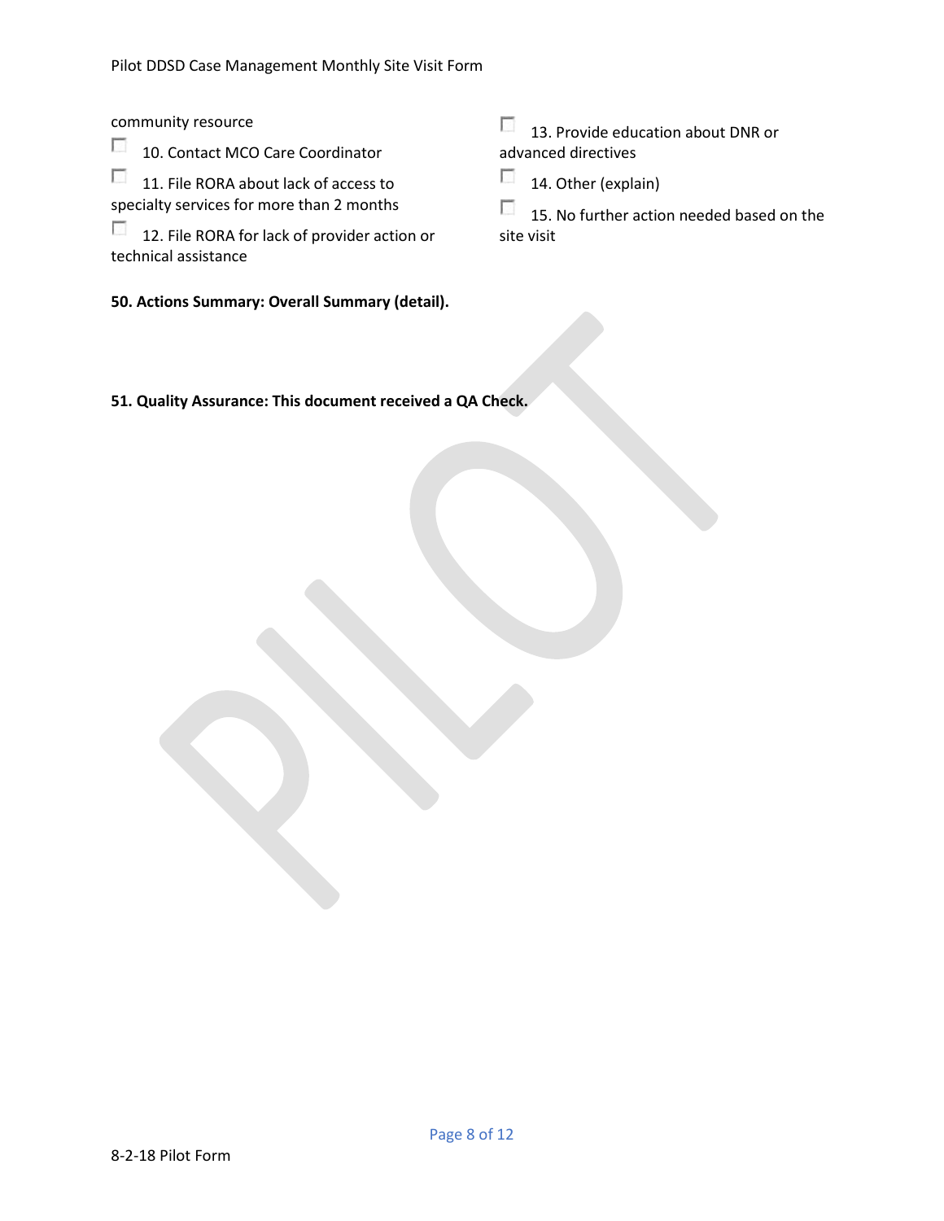community resource

☐ 10. Contact MCO Care Coordinator

☐ 11. File RORA about lack of access to specialty services for more than 2 months

☐ 12. File RORA for lack of provider action or technical assistance

☐ 13. Provide education about DNR or advanced directives

☐ 14. Other (explain)

☐ 15. No further action needed based on the site visit

**50. Actions Summary: Overall Summary (detail).**

**51. Quality Assurance: This document received a QA Check.**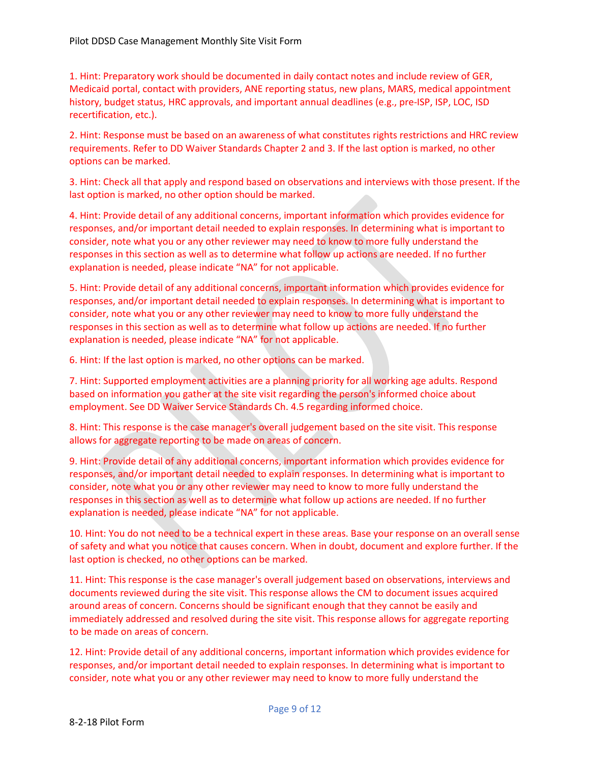1. Hint: Preparatory work should be documented in daily contact notes and include review of GER, Medicaid portal, contact with providers, ANE reporting status, new plans, MARS, medical appointment history, budget status, HRC approvals, and important annual deadlines (e.g., pre-ISP, ISP, LOC, ISD recertification, etc.).

2. Hint: Response must be based on an awareness of what constitutes rights restrictions and HRC review requirements. Refer to DD Waiver Standards Chapter 2 and 3. If the last option is marked, no other options can be marked.

3. Hint: Check all that apply and respond based on observations and interviews with those present. If the last option is marked, no other option should be marked.

4. Hint: Provide detail of any additional concerns, important information which provides evidence for responses, and/or important detail needed to explain responses. In determining what is important to consider, note what you or any other reviewer may need to know to more fully understand the responses in this section as well as to determine what follow up actions are needed. If no further explanation is needed, please indicate "NA" for not applicable.

5. Hint: Provide detail of any additional concerns, important information which provides evidence for responses, and/or important detail needed to explain responses. In determining what is important to consider, note what you or any other reviewer may need to know to more fully understand the responses in this section as well as to determine what follow up actions are needed. If no further explanation is needed, please indicate "NA" for not applicable.

6. Hint: If the last option is marked, no other options can be marked.

7. Hint: Supported employment activities are a planning priority for all working age adults. Respond based on information you gather at the site visit regarding the person's informed choice about employment. See DD Waiver Service Standards Ch. 4.5 regarding informed choice.

8. Hint: This response is the case manager's overall judgement based on the site visit. This response allows for aggregate reporting to be made on areas of concern.

9. Hint: Provide detail of any additional concerns, important information which provides evidence for responses, and/or important detail needed to explain responses. In determining what is important to consider, note what you or any other reviewer may need to know to more fully understand the responses in this section as well as to determine what follow up actions are needed. If no further explanation is needed, please indicate "NA" for not applicable.

10. Hint: You do not need to be a technical expert in these areas. Base your response on an overall sense of safety and what you notice that causes concern. When in doubt, document and explore further. If the last option is checked, no other options can be marked.

11. Hint: This response is the case manager's overall judgement based on observations, interviews and documents reviewed during the site visit. This response allows the CM to document issues acquired around areas of concern. Concerns should be significant enough that they cannot be easily and immediately addressed and resolved during the site visit. This response allows for aggregate reporting to be made on areas of concern.

12. Hint: Provide detail of any additional concerns, important information which provides evidence for responses, and/or important detail needed to explain responses. In determining what is important to consider, note what you or any other reviewer may need to know to more fully understand the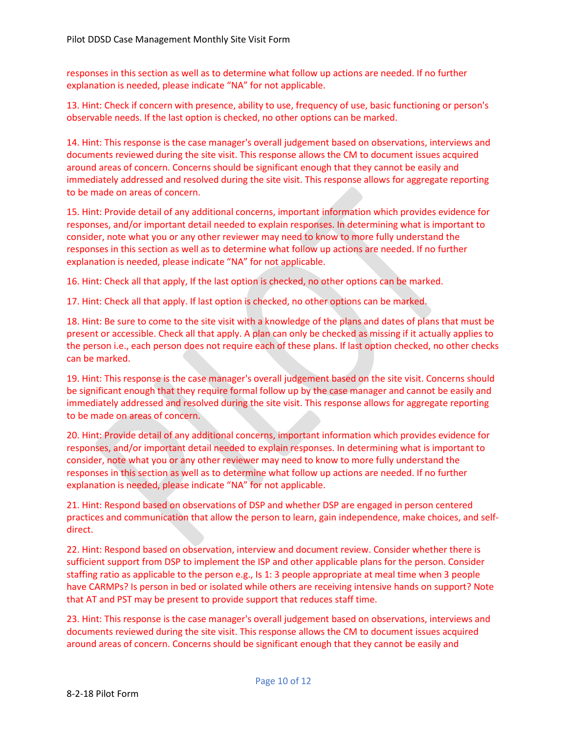responses in this section as well as to determine what follow up actions are needed. If no further explanation is needed, please indicate "NA" for not applicable.

13. Hint: Check if concern with presence, ability to use, frequency of use, basic functioning or person's observable needs. If the last option is checked, no other options can be marked.

14. Hint: This response is the case manager's overall judgement based on observations, interviews and documents reviewed during the site visit. This response allows the CM to document issues acquired around areas of concern. Concerns should be significant enough that they cannot be easily and immediately addressed and resolved during the site visit. This response allows for aggregate reporting to be made on areas of concern.

15. Hint: Provide detail of any additional concerns, important information which provides evidence for responses, and/or important detail needed to explain responses. In determining what is important to consider, note what you or any other reviewer may need to know to more fully understand the responses in this section as well as to determine what follow up actions are needed. If no further explanation is needed, please indicate "NA" for not applicable.

16. Hint: Check all that apply, If the last option is checked, no other options can be marked.

17. Hint: Check all that apply. If last option is checked, no other options can be marked.

18. Hint: Be sure to come to the site visit with a knowledge of the plans and dates of plans that must be present or accessible. Check all that apply. A plan can only be checked as missing if it actually applies to the person i.e., each person does not require each of these plans. If last option checked, no other checks can be marked.

19. Hint: This response is the case manager's overall judgement based on the site visit. Concerns should be significant enough that they require formal follow up by the case manager and cannot be easily and immediately addressed and resolved during the site visit. This response allows for aggregate reporting to be made on areas of concern.

20. Hint: Provide detail of any additional concerns, important information which provides evidence for responses, and/or important detail needed to explain responses. In determining what is important to consider, note what you or any other reviewer may need to know to more fully understand the responses in this section as well as to determine what follow up actions are needed. If no further explanation is needed, please indicate "NA" for not applicable.

21. Hint: Respond based on observations of DSP and whether DSP are engaged in person centered practices and communication that allow the person to learn, gain independence, make choices, and self-direct.

22. Hint: Respond based on observation, interview and document review. Consider whether there is sufficient support from DSP to implement the ISP and other applicable plans for the person. Consider staffing ratio as applicable to the person e.g., Is 1: 3 people appropriate at meal time when 3 people have CARMPs? Is person in bed or isolated while others are receiving intensive hands on support? Note that AT and PST may be present to provide support that reduces staff time.

23. Hint: This response is the case manager's overall judgement based on observations, interviews and documents reviewed during the site visit. This response allows the CM to document issues acquired around areas of concern. Concerns should be significant enough that they cannot be easily and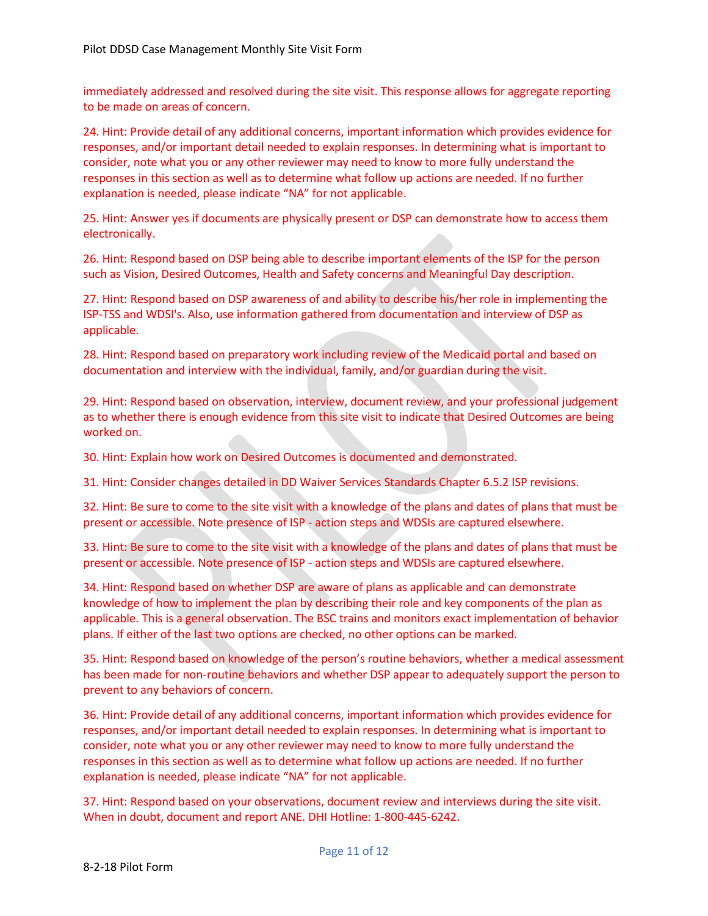immediately addressed and resolved during the site visit. This response allows for aggregate reporting to be made on areas of concern.

24. Hint: Provide detail of any additional concerns, important information which provides evidence for responses, and/or important detail needed to explain responses. In determining what is important to consider, note what you or any other reviewer may need to know to more fully understand the responses in this section as well as to determine what follow up actions are needed. If no further explanation is needed, please indicate "NA" for not applicable.

25. Hint: Answer yes if documents are physically present or DSP can demonstrate how to access them electronically.

26. Hint: Respond based on DSP being able to describe important elements of the ISP for the person such as Vision, Desired Outcomes, Health and Safety concerns and Meaningful Day description.

27. Hint: Respond based on DSP awareness of and ability to describe his/her role in implementing the ISP-TSS and WDSI's. Also, use information gathered from documentation and interview of DSP as applicable.

28. Hint: Respond based on preparatory work including review of the Medicaid portal and based on documentation and interview with the individual, family, and/or guardian during the visit.

29. Hint: Respond based on observation, interview, document review, and your professional judgement as to whether there is enough evidence from this site visit to indicate that Desired Outcomes are being worked on.

30. Hint: Explain how work on Desired Outcomes is documented and demonstrated.

31. Hint: Consider changes detailed in DD Waiver Services Standards Chapter 6.5.2 ISP revisions.

32. Hint: Be sure to come to the site visit with a knowledge of the plans and dates of plans that must be present or accessible. Note presence of ISP - action steps and WDSIs are captured elsewhere.

33. Hint: Be sure to come to the site visit with a knowledge of the plans and dates of plans that must be present or accessible. Note presence of ISP - action steps and WDSIs are captured elsewhere.

34. Hint: Respond based on whether DSP are aware of plans as applicable and can demonstrate knowledge of how to implement the plan by describing their role and key components of the plan as applicable. This is a general observation. The BSC trains and monitors exact implementation of behavior plans. If either of the last two options are checked, no other options can be marked.

35. Hint: Respond based on knowledge of the person's routine behaviors, whether a medical assessment has been made for non-routine behaviors and whether DSP appear to adequately support the person to prevent to any behaviors of concern.

36. Hint: Provide detail of any additional concerns, important information which provides evidence for responses, and/or important detail needed to explain responses. In determining what is important to consider, note what you or any other reviewer may need to know to more fully understand the responses in this section as well as to determine what follow up actions are needed. If no further explanation is needed, please indicate "NA" for not applicable.

37. Hint: Respond based on your observations, document review and interviews during the site visit. When in doubt, document and report ANE. DHI Hotline: 1-800-445-6242.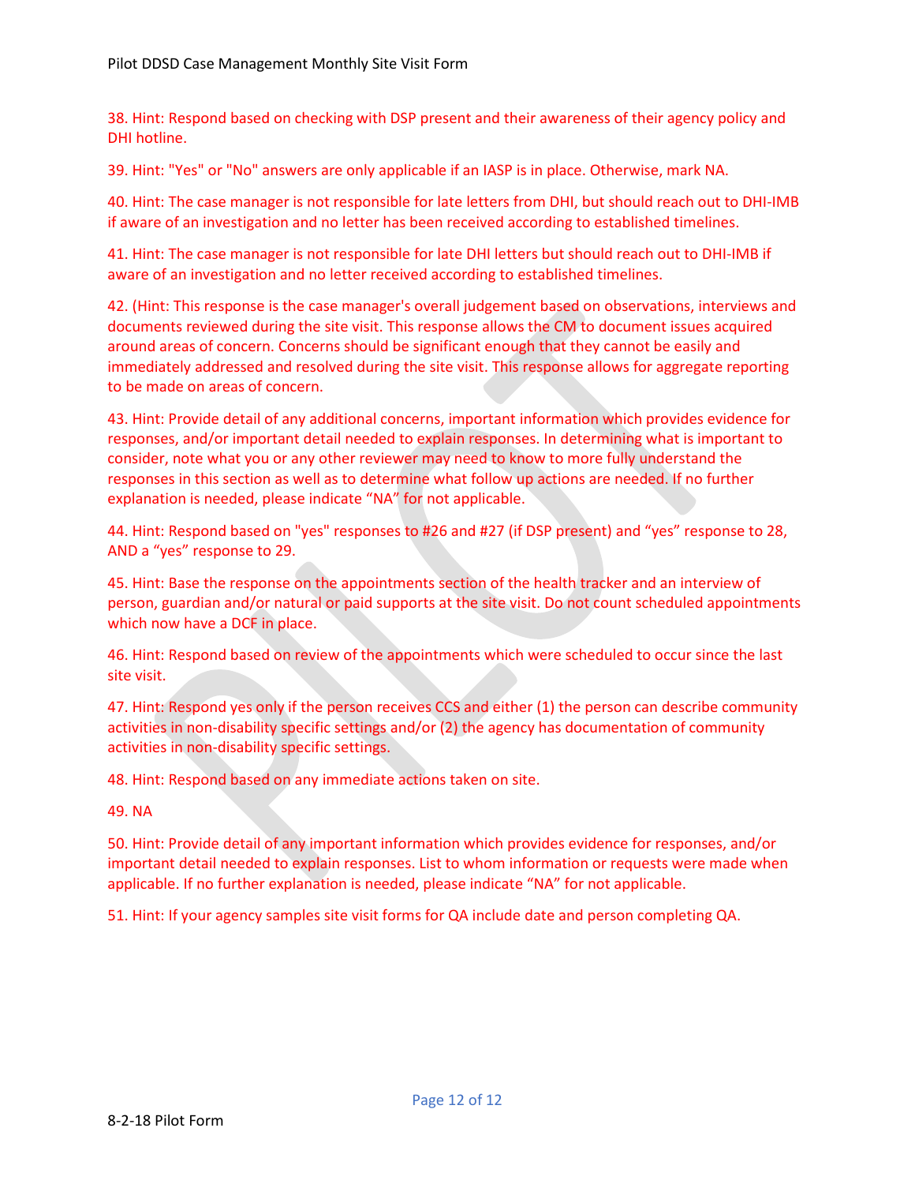38. Hint: Respond based on checking with DSP present and their awareness of their agency policy and DHI hotline.

39. Hint: "Yes" or "No" answers are only applicable if an IASP is in place. Otherwise, mark NA.

40. Hint: The case manager is not responsible for late letters from DHI, but should reach out to DHI-IMB if aware of an investigation and no letter has been received according to established timelines.

41. Hint: The case manager is not responsible for late DHI letters but should reach out to DHI-IMB if aware of an investigation and no letter received according to established timelines.

42. (Hint: This response is the case manager's overall judgement based on observations, interviews and documents reviewed during the site visit. This response allows the CM to document issues acquired around areas of concern. Concerns should be significant enough that they cannot be easily and immediately addressed and resolved during the site visit. This response allows for aggregate reporting to be made on areas of concern.

43. Hint: Provide detail of any additional concerns, important information which provides evidence for responses, and/or important detail needed to explain responses. In determining what is important to consider, note what you or any other reviewer may need to know to more fully understand the responses in this section as well as to determine what follow up actions are needed. If no further explanation is needed, please indicate "NA" for not applicable.

44. Hint: Respond based on "yes" responses to #26 and #27 (if DSP present) and "yes" response to 28, AND a "yes" response to 29.

45. Hint: Base the response on the appointments section of the health tracker and an interview of person, guardian and/or natural or paid supports at the site visit. Do not count scheduled appointments which now have a DCF in place.

46. Hint: Respond based on review of the appointments which were scheduled to occur since the last site visit.

47. Hint: Respond yes only if the person receives CCS and either (1) the person can describe community activities in non-disability specific settings and/or (2) the agency has documentation of community activities in non-disability specific settings.

48. Hint: Respond based on any immediate actions taken on site.

49. NA

50. Hint: Provide detail of any important information which provides evidence for responses, and/or important detail needed to explain responses. List to whom information or requests were made when applicable. If no further explanation is needed, please indicate "NA" for not applicable.

51. Hint: If your agency samples site visit forms for QA include date and person completing QA.